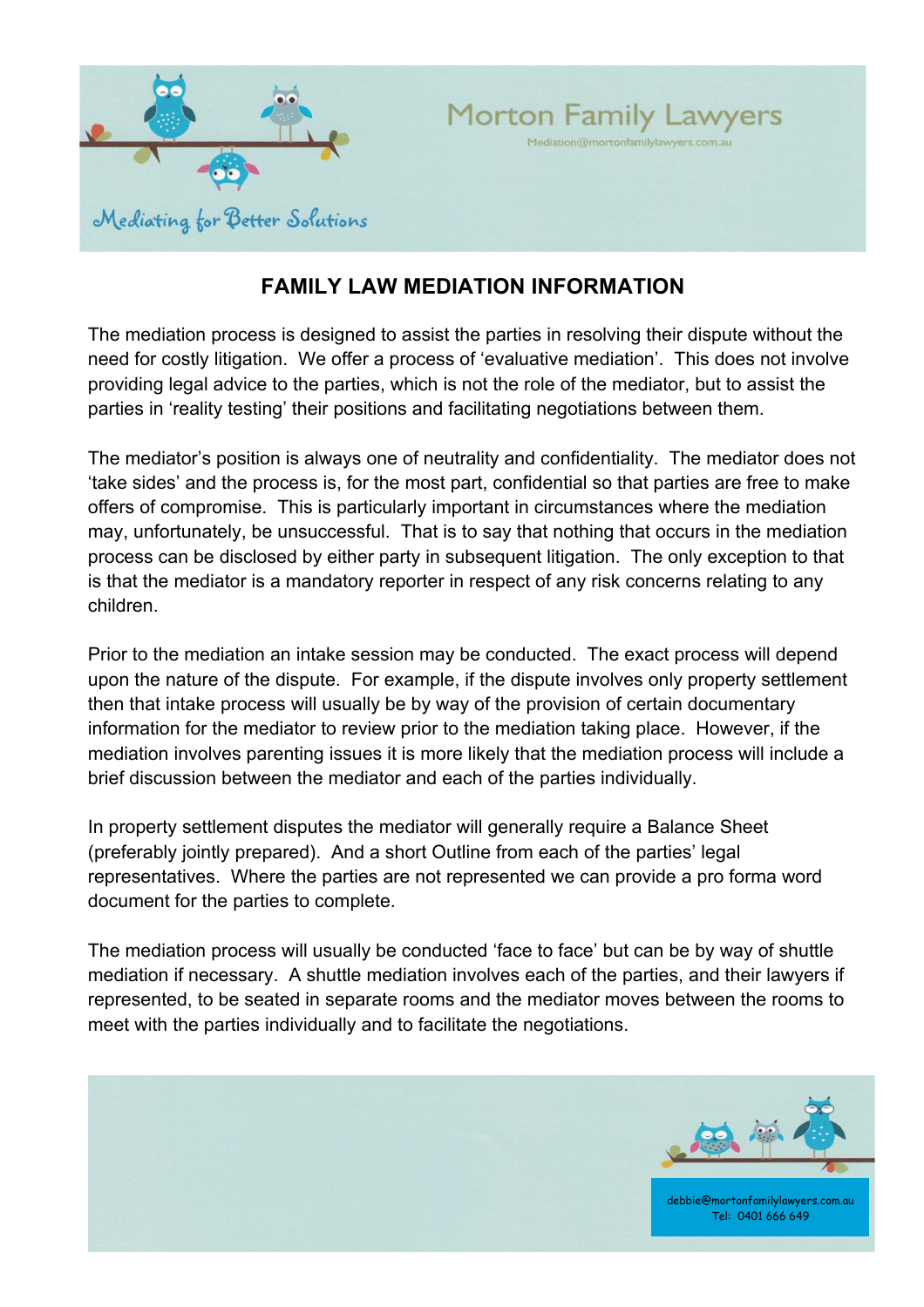Morton Family Lawyers

Mediation@mortonfamilylawyers.com.au

Mediating for Better Solutions

## FAMILY LAW MEDIATION INFORMATION

The mediation process is designed to assist the parties in resolving their dispute without the need for costly litigation. We offer a process of 'evaluative mediation'. This does not involve providing legal advice to the parties, which is not the role of the mediator, but to assist the parties in 'reality testing' their positions and facilitating negotiations between them.

The mediator's position is always one of neutrality and confidentiality. The mediator does not 'take sides' and the process is, for the most part, confidential so that parties are free to make offers of compromise. This is particularly important in circumstances where the mediation may, unfortunately, be unsuccessful. That is to say that nothing that occurs in the mediation process can be disclosed by either party in subsequent litigation. The only exception to that is that the mediator is a mandatory reporter in respect of any risk concerns relating to any children.

Prior to the mediation an intake session may be conducted. The exact process will depend upon the nature of the dispute. For example, if the dispute involves only property settlement then that intake process will usually be by way of the provision of certain documentary information for the mediator to review prior to the mediation taking place. However, if the mediation involves parenting issues it is more likely that the mediation process will include a brief discussion between the mediator and each of the parties individually.

In property settlement disputes the mediator will generally require a Balance Sheet (preferably jointly prepared). And a short Outline from each of the parties' legal representatives. Where the parties are not represented we can provide a pro forma word document for the parties to complete.

The mediation process will usually be conducted 'face to face' but can be by way of shuttle mediation if necessary. A shuttle mediation involves each of the parties, and their lawyers if represented, to be seated in separate rooms and the mediator moves between the rooms to meet with the parties individually and to facilitate the negotiations.

debbie@mortonfamilylawyers.com.au
Tel: 0401 666 649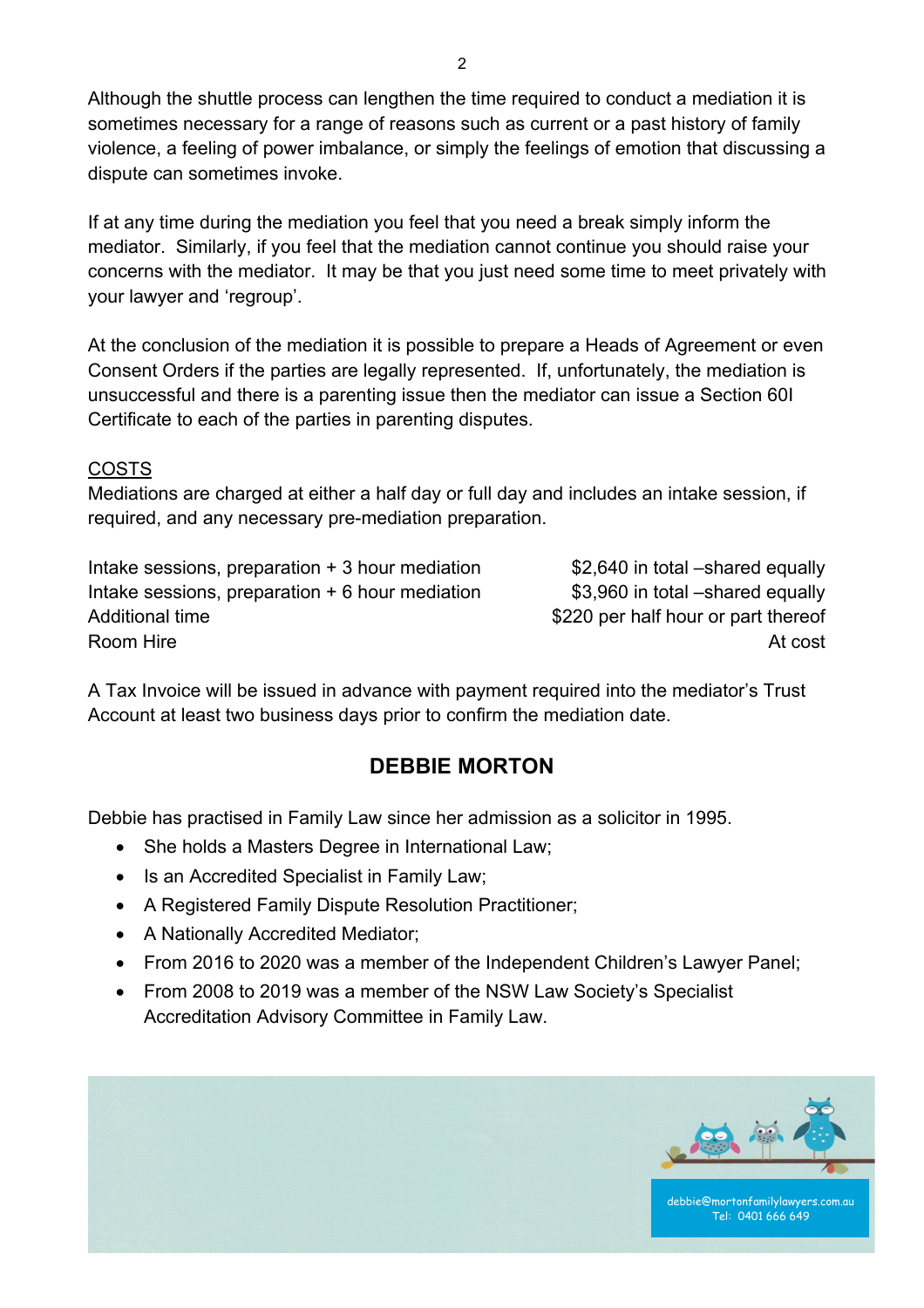Although the shuttle process can lengthen the time required to conduct a mediation it is sometimes necessary for a range of reasons such as current or a past history of family violence, a feeling of power imbalance, or simply the feelings of emotion that discussing a dispute can sometimes invoke.

If at any time during the mediation you feel that you need a break simply inform the mediator. Similarly, if you feel that the mediation cannot continue you should raise your concerns with the mediator. It may be that you just need some time to meet privately with your lawyer and 'regroup'.

At the conclusion of the mediation it is possible to prepare a Heads of Agreement or even Consent Orders if the parties are legally represented. If, unfortunately, the mediation is unsuccessful and there is a parenting issue then the mediator can issue a Section 60I Certificate to each of the parties in parenting disputes.

## COSTS

Mediations are charged at either a half day or full day and includes an intake session, if required, and any necessary pre-mediation preparation.

| | |
|---|---|
| Intake sessions, preparation + 3 hour mediation | $2,640 in total –shared equally |
| Intake sessions, preparation + 6 hour mediation | $3,960 in total –shared equally |
| Additional time | $220 per half hour or part thereof |
| Room Hire | At cost |

A Tax Invoice will be issued in advance with payment required into the mediator's Trust Account at least two business days prior to confirm the mediation date.

## DEBBIE MORTON

Debbie has practised in Family Law since her admission as a solicitor in 1995.

- She holds a Masters Degree in International Law;
- Is an Accredited Specialist in Family Law;
- A Registered Family Dispute Resolution Practitioner;
- A Nationally Accredited Mediator;
- From 2016 to 2020 was a member of the Independent Children's Lawyer Panel;
- From 2008 to 2019 was a member of the NSW Law Society's Specialist Accreditation Advisory Committee in Family Law.

debbie@mortonfamilylawyers.com.au
Tel: 0401 666 649